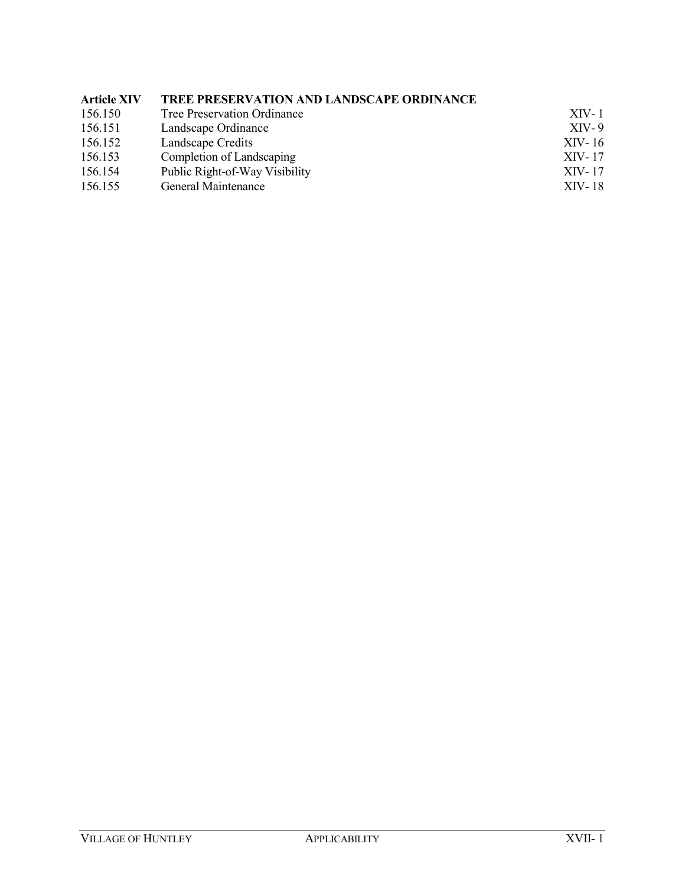| Article XIV | TREE PRESERVATION AND LANDSCAPE ORDINANCE | |
|---|---|---|
| 156.150 | Tree Preservation Ordinance | XIV- 1 |
| 156.151 | Landscape Ordinance | XIV- 9 |
| 156.152 | Landscape Credits | XIV- 16 |
| 156.153 | Completion of Landscaping | XIV- 17 |
| 156.154 | Public Right-of-Way Visibility | XIV- 17 |
| 156.155 | General Maintenance | XIV- 18 |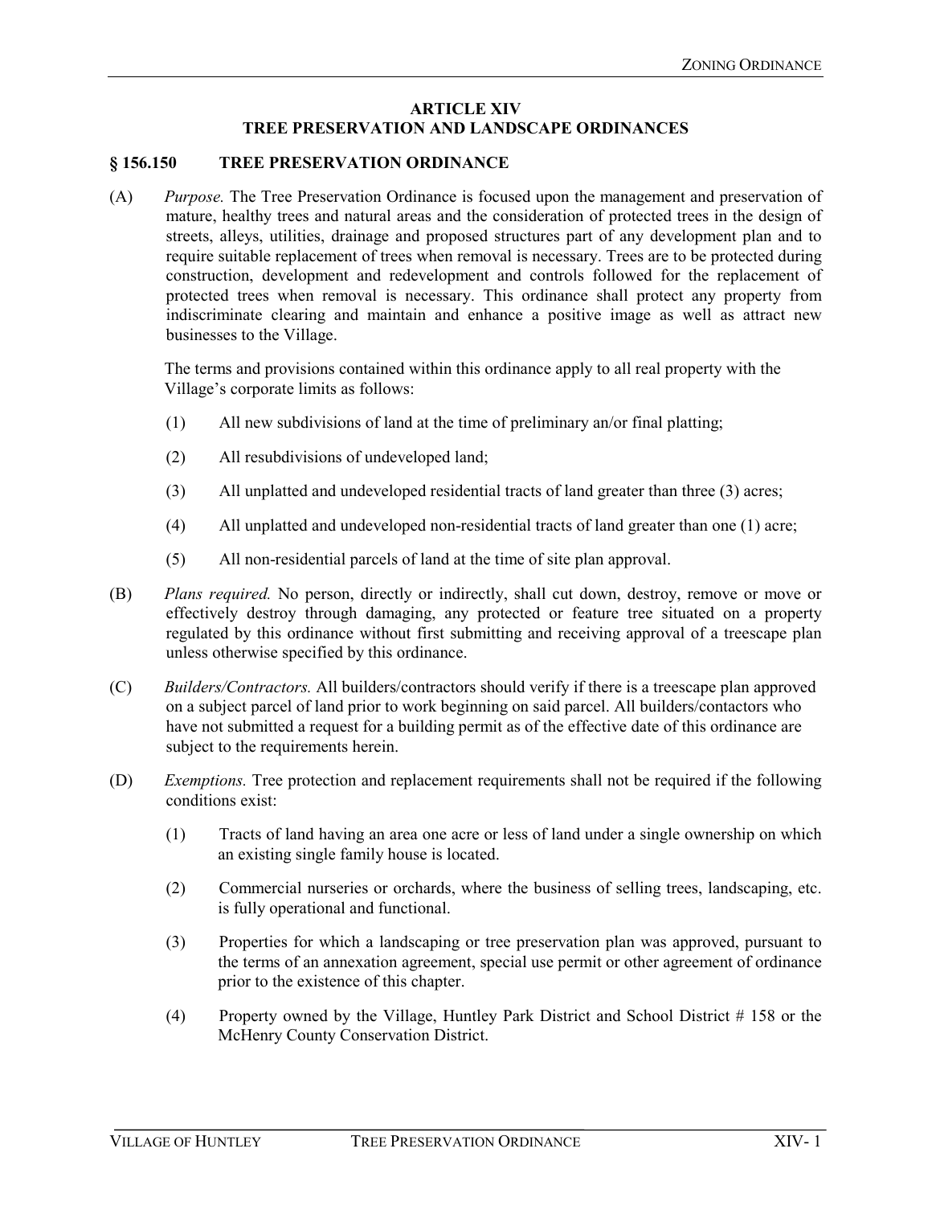## ARTICLE XIV
## TREE PRESERVATION AND LANDSCAPE ORDINANCES

### § 156.150 TREE PRESERVATION ORDINANCE

(A) *Purpose.* The Tree Preservation Ordinance is focused upon the management and preservation of mature, healthy trees and natural areas and the consideration of protected trees in the design of streets, alleys, utilities, drainage and proposed structures part of any development plan and to require suitable replacement of trees when removal is necessary. Trees are to be protected during construction, development and redevelopment and controls followed for the replacement of protected trees when removal is necessary. This ordinance shall protect any property from indiscriminate clearing and maintain and enhance a positive image as well as attract new businesses to the Village.

The terms and provisions contained within this ordinance apply to all real property with the Village's corporate limits as follows:

(1) All new subdivisions of land at the time of preliminary an/or final platting;

(2) All resubdivisions of undeveloped land;

(3) All unplatted and undeveloped residential tracts of land greater than three (3) acres;

(4) All unplatted and undeveloped non-residential tracts of land greater than one (1) acre;

(5) All non-residential parcels of land at the time of site plan approval.

(B) *Plans required.* No person, directly or indirectly, shall cut down, destroy, remove or move or effectively destroy through damaging, any protected or feature tree situated on a property regulated by this ordinance without first submitting and receiving approval of a treescape plan unless otherwise specified by this ordinance.

(C) *Builders/Contractors.* All builders/contractors should verify if there is a treescape plan approved on a subject parcel of land prior to work beginning on said parcel. All builders/contactors who have not submitted a request for a building permit as of the effective date of this ordinance are subject to the requirements herein.

(D) *Exemptions.* Tree protection and replacement requirements shall not be required if the following conditions exist:

(1) Tracts of land having an area one acre or less of land under a single ownership on which an existing single family house is located.

(2) Commercial nurseries or orchards, where the business of selling trees, landscaping, etc. is fully operational and functional.

(3) Properties for which a landscaping or tree preservation plan was approved, pursuant to the terms of an annexation agreement, special use permit or other agreement of ordinance prior to the existence of this chapter.

(4) Property owned by the Village, Huntley Park District and School District # 158 or the McHenry County Conservation District.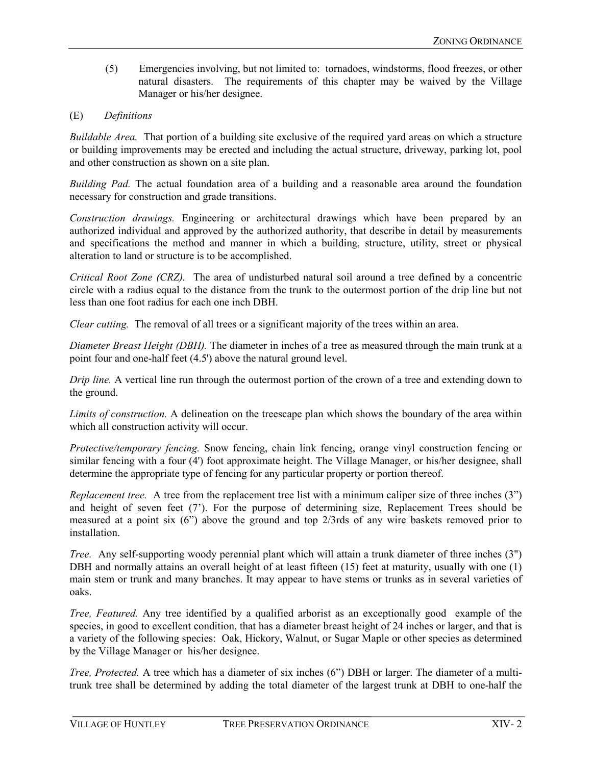(5) Emergencies involving, but not limited to: tornadoes, windstorms, flood freezes, or other natural disasters. The requirements of this chapter may be waived by the Village Manager or his/her designee.

(E) *Definitions*

*Buildable Area.* That portion of a building site exclusive of the required yard areas on which a structure or building improvements may be erected and including the actual structure, driveway, parking lot, pool and other construction as shown on a site plan.

*Building Pad.* The actual foundation area of a building and a reasonable area around the foundation necessary for construction and grade transitions.

*Construction drawings.* Engineering or architectural drawings which have been prepared by an authorized individual and approved by the authorized authority, that describe in detail by measurements and specifications the method and manner in which a building, structure, utility, street or physical alteration to land or structure is to be accomplished.

*Critical Root Zone (CRZ).* The area of undisturbed natural soil around a tree defined by a concentric circle with a radius equal to the distance from the trunk to the outermost portion of the drip line but not less than one foot radius for each one inch DBH.

*Clear cutting.* The removal of all trees or a significant majority of the trees within an area.

*Diameter Breast Height (DBH).* The diameter in inches of a tree as measured through the main trunk at a point four and one-half feet (4.5') above the natural ground level.

*Drip line.* A vertical line run through the outermost portion of the crown of a tree and extending down to the ground.

*Limits of construction.* A delineation on the treescape plan which shows the boundary of the area within which all construction activity will occur.

*Protective/temporary fencing.* Snow fencing, chain link fencing, orange vinyl construction fencing or similar fencing with a four (4') foot approximate height. The Village Manager, or his/her designee, shall determine the appropriate type of fencing for any particular property or portion thereof.

*Replacement tree.* A tree from the replacement tree list with a minimum caliper size of three inches (3") and height of seven feet (7'). For the purpose of determining size, Replacement Trees should be measured at a point six (6") above the ground and top 2/3rds of any wire baskets removed prior to installation.

*Tree.* Any self-supporting woody perennial plant which will attain a trunk diameter of three inches (3") DBH and normally attains an overall height of at least fifteen (15) feet at maturity, usually with one (1) main stem or trunk and many branches. It may appear to have stems or trunks as in several varieties of oaks.

*Tree, Featured.* Any tree identified by a qualified arborist as an exceptionally good example of the species, in good to excellent condition, that has a diameter breast height of 24 inches or larger, and that is a variety of the following species: Oak, Hickory, Walnut, or Sugar Maple or other species as determined by the Village Manager or his/her designee.

*Tree, Protected.* A tree which has a diameter of six inches (6") DBH or larger. The diameter of a multi-trunk tree shall be determined by adding the total diameter of the largest trunk at DBH to one-half the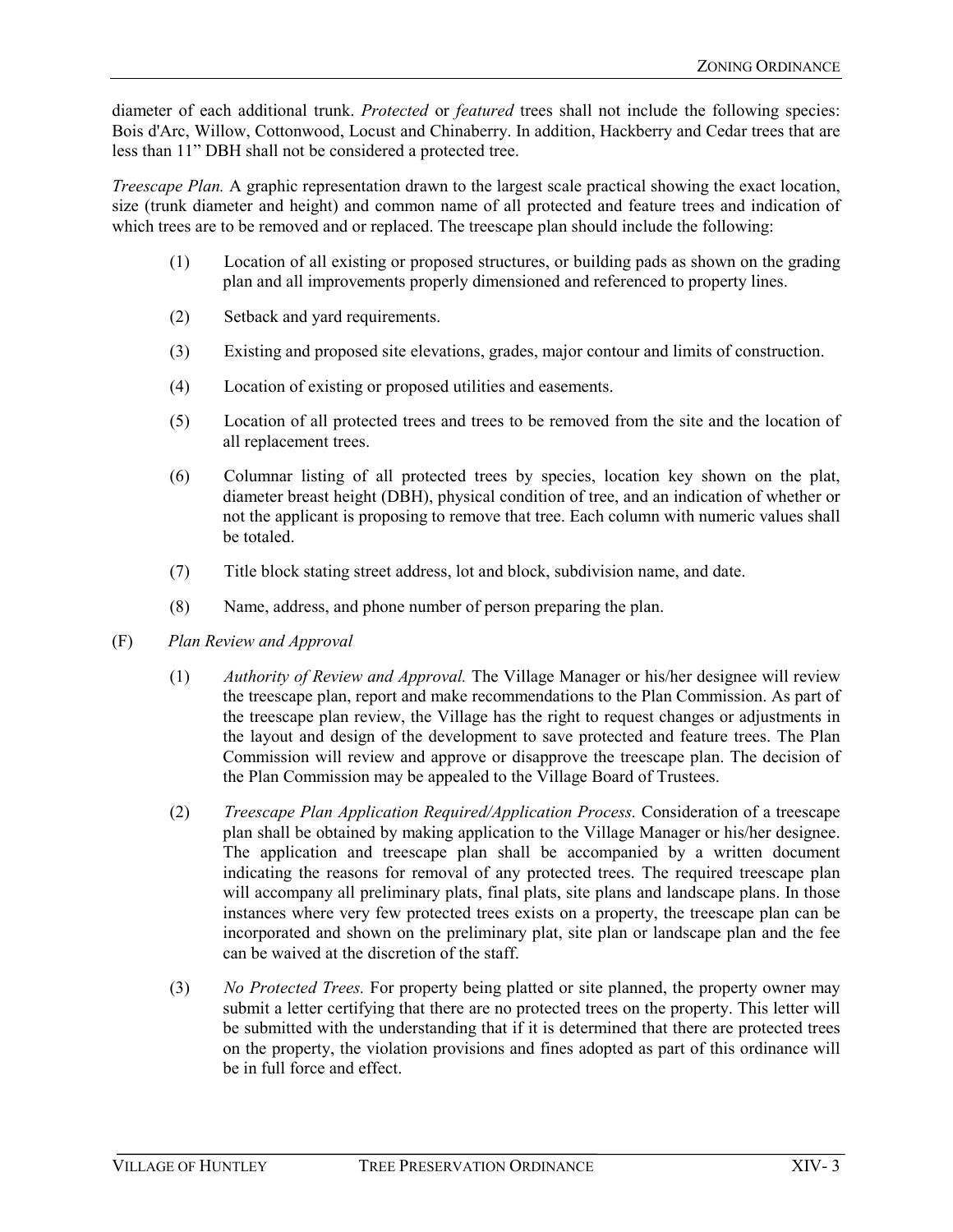diameter of each additional trunk. *Protected* or *featured* trees shall not include the following species: Bois d'Arc, Willow, Cottonwood, Locust and Chinaberry. In addition, Hackberry and Cedar trees that are less than 11" DBH shall not be considered a protected tree.

*Treescape Plan.* A graphic representation drawn to the largest scale practical showing the exact location, size (trunk diameter and height) and common name of all protected and feature trees and indication of which trees are to be removed and or replaced. The treescape plan should include the following:

(1) Location of all existing or proposed structures, or building pads as shown on the grading plan and all improvements properly dimensioned and referenced to property lines.

(2) Setback and yard requirements.

(3) Existing and proposed site elevations, grades, major contour and limits of construction.

(4) Location of existing or proposed utilities and easements.

(5) Location of all protected trees and trees to be removed from the site and the location of all replacement trees.

(6) Columnar listing of all protected trees by species, location key shown on the plat, diameter breast height (DBH), physical condition of tree, and an indication of whether or not the applicant is proposing to remove that tree. Each column with numeric values shall be totaled.

(7) Title block stating street address, lot and block, subdivision name, and date.

(8) Name, address, and phone number of person preparing the plan.

(F) *Plan Review and Approval*

(1) *Authority of Review and Approval.* The Village Manager or his/her designee will review the treescape plan, report and make recommendations to the Plan Commission. As part of the treescape plan review, the Village has the right to request changes or adjustments in the layout and design of the development to save protected and feature trees. The Plan Commission will review and approve or disapprove the treescape plan. The decision of the Plan Commission may be appealed to the Village Board of Trustees.

(2) *Treescape Plan Application Required/Application Process.* Consideration of a treescape plan shall be obtained by making application to the Village Manager or his/her designee. The application and treescape plan shall be accompanied by a written document indicating the reasons for removal of any protected trees. The required treescape plan will accompany all preliminary plats, final plats, site plans and landscape plans. In those instances where very few protected trees exists on a property, the treescape plan can be incorporated and shown on the preliminary plat, site plan or landscape plan and the fee can be waived at the discretion of the staff.

(3) *No Protected Trees.* For property being platted or site planned, the property owner may submit a letter certifying that there are no protected trees on the property. This letter will be submitted with the understanding that if it is determined that there are protected trees on the property, the violation provisions and fines adopted as part of this ordinance will be in full force and effect.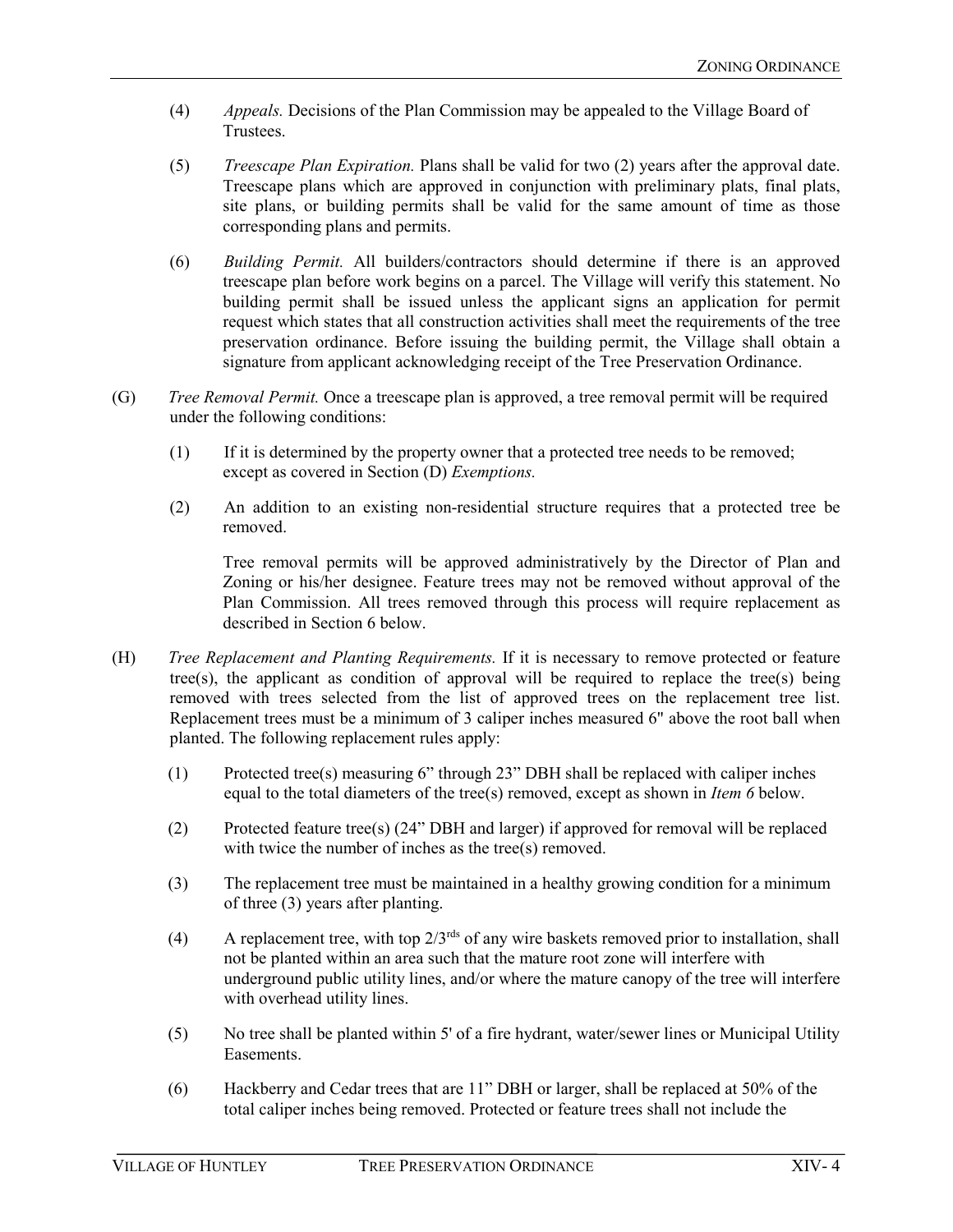(4) *Appeals.* Decisions of the Plan Commission may be appealed to the Village Board of Trustees.

(5) *Treescape Plan Expiration.* Plans shall be valid for two (2) years after the approval date. Treescape plans which are approved in conjunction with preliminary plats, final plats, site plans, or building permits shall be valid for the same amount of time as those corresponding plans and permits.

(6) *Building Permit.* All builders/contractors should determine if there is an approved treescape plan before work begins on a parcel. The Village will verify this statement. No building permit shall be issued unless the applicant signs an application for permit request which states that all construction activities shall meet the requirements of the tree preservation ordinance. Before issuing the building permit, the Village shall obtain a signature from applicant acknowledging receipt of the Tree Preservation Ordinance.

(G) *Tree Removal Permit.* Once a treescape plan is approved, a tree removal permit will be required under the following conditions:

(1) If it is determined by the property owner that a protected tree needs to be removed; except as covered in Section (D) *Exemptions.*

(2) An addition to an existing non-residential structure requires that a protected tree be removed.

Tree removal permits will be approved administratively by the Director of Plan and Zoning or his/her designee. Feature trees may not be removed without approval of the Plan Commission. All trees removed through this process will require replacement as described in Section 6 below.

(H) *Tree Replacement and Planting Requirements.* If it is necessary to remove protected or feature tree(s), the applicant as condition of approval will be required to replace the tree(s) being removed with trees selected from the list of approved trees on the replacement tree list. Replacement trees must be a minimum of 3 caliper inches measured 6" above the root ball when planted. The following replacement rules apply:

(1) Protected tree(s) measuring 6" through 23" DBH shall be replaced with caliper inches equal to the total diameters of the tree(s) removed, except as shown in *Item 6* below.

(2) Protected feature tree(s) (24" DBH and larger) if approved for removal will be replaced with twice the number of inches as the tree(s) removed.

(3) The replacement tree must be maintained in a healthy growing condition for a minimum of three (3) years after planting.

(4) A replacement tree, with top 2/3rds of any wire baskets removed prior to installation, shall not be planted within an area such that the mature root zone will interfere with underground public utility lines, and/or where the mature canopy of the tree will interfere with overhead utility lines.

(5) No tree shall be planted within 5' of a fire hydrant, water/sewer lines or Municipal Utility Easements.

(6) Hackberry and Cedar trees that are 11" DBH or larger, shall be replaced at 50% of the total caliper inches being removed. Protected or feature trees shall not include the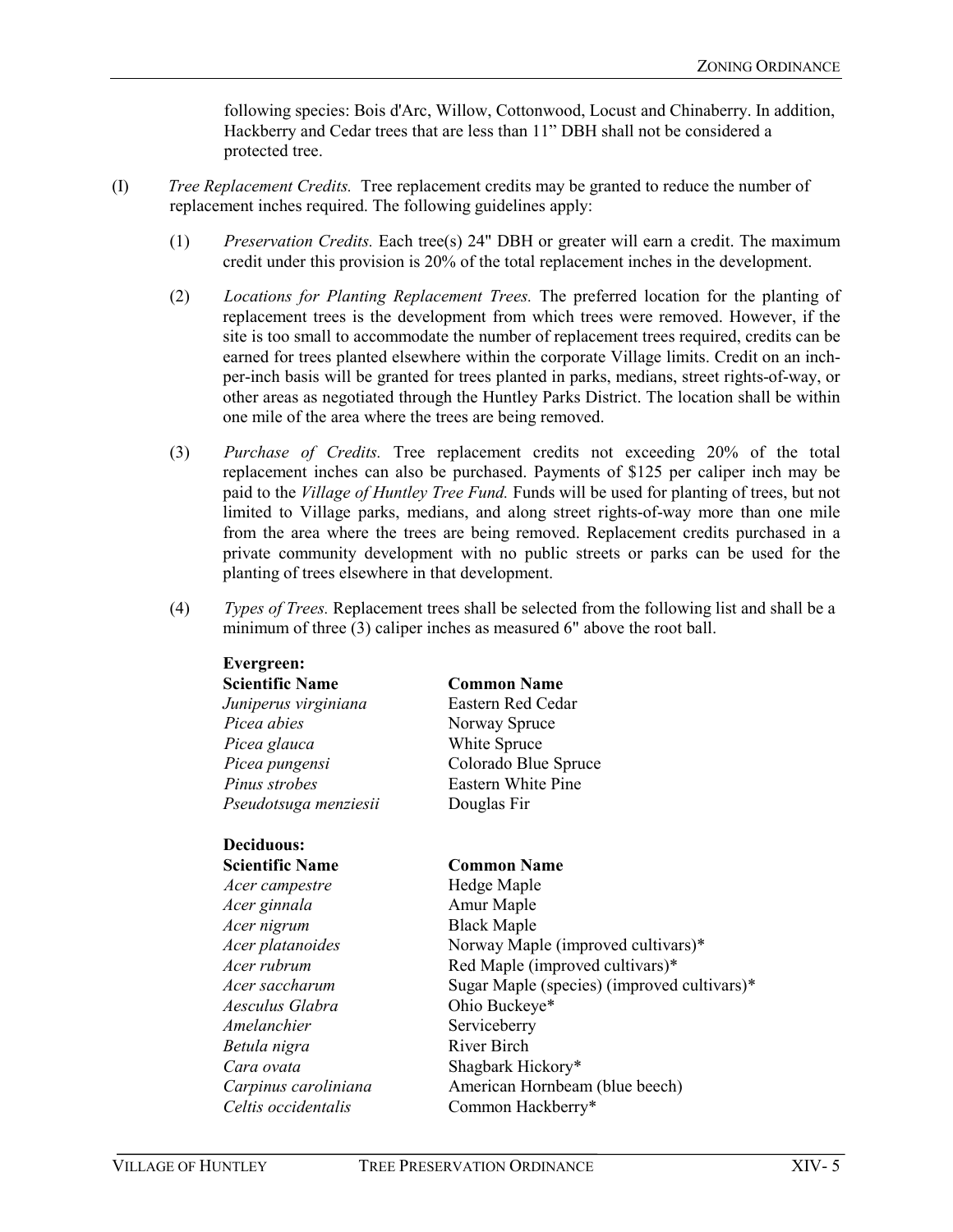following species: Bois d'Arc, Willow, Cottonwood, Locust and Chinaberry. In addition, Hackberry and Cedar trees that are less than 11" DBH shall not be considered a protected tree.

(I) *Tree Replacement Credits.* Tree replacement credits may be granted to reduce the number of replacement inches required. The following guidelines apply:

(1) *Preservation Credits.* Each tree(s) 24" DBH or greater will earn a credit. The maximum credit under this provision is 20% of the total replacement inches in the development.

(2) *Locations for Planting Replacement Trees.* The preferred location for the planting of replacement trees is the development from which trees were removed. However, if the site is too small to accommodate the number of replacement trees required, credits can be earned for trees planted elsewhere within the corporate Village limits. Credit on an inch-per-inch basis will be granted for trees planted in parks, medians, street rights-of-way, or other areas as negotiated through the Huntley Parks District. The location shall be within one mile of the area where the trees are being removed.

(3) *Purchase of Credits.* Tree replacement credits not exceeding 20% of the total replacement inches can also be purchased. Payments of $125 per caliper inch may be paid to the *Village of Huntley Tree Fund.* Funds will be used for planting of trees, but not limited to Village parks, medians, and along street rights-of-way more than one mile from the area where the trees are being removed. Replacement credits purchased in a private community development with no public streets or parks can be used for the planting of trees elsewhere in that development.

(4) *Types of Trees.* Replacement trees shall be selected from the following list and shall be a minimum of three (3) caliper inches as measured 6" above the root ball.

**Evergreen:**

| Scientific Name | Common Name |
|---|---|
| *Juniperus virginiana* | Eastern Red Cedar |
| *Picea abies* | Norway Spruce |
| *Picea glauca* | White Spruce |
| *Picea pungensi* | Colorado Blue Spruce |
| *Pinus strobes* | Eastern White Pine |
| *Pseudotsuga menziesii* | Douglas Fir |

**Deciduous:**

| Scientific Name | Common Name |
|---|---|
| *Acer campestre* | Hedge Maple |
| *Acer ginnala* | Amur Maple |
| *Acer nigrum* | Black Maple |
| *Acer platanoides* | Norway Maple (improved cultivars)* |
| *Acer rubrum* | Red Maple (improved cultivars)* |
| *Acer saccharum* | Sugar Maple (species) (improved cultivars)* |
| *Aesculus Glabra* | Ohio Buckeye* |
| *Amelanchier* | Serviceberry |
| *Betula nigra* | River Birch |
| *Cara ovata* | Shagbark Hickory* |
| *Carpinus caroliniana* | American Hornbeam (blue beech) |
| *Celtis occidentalis* | Common Hackberry* |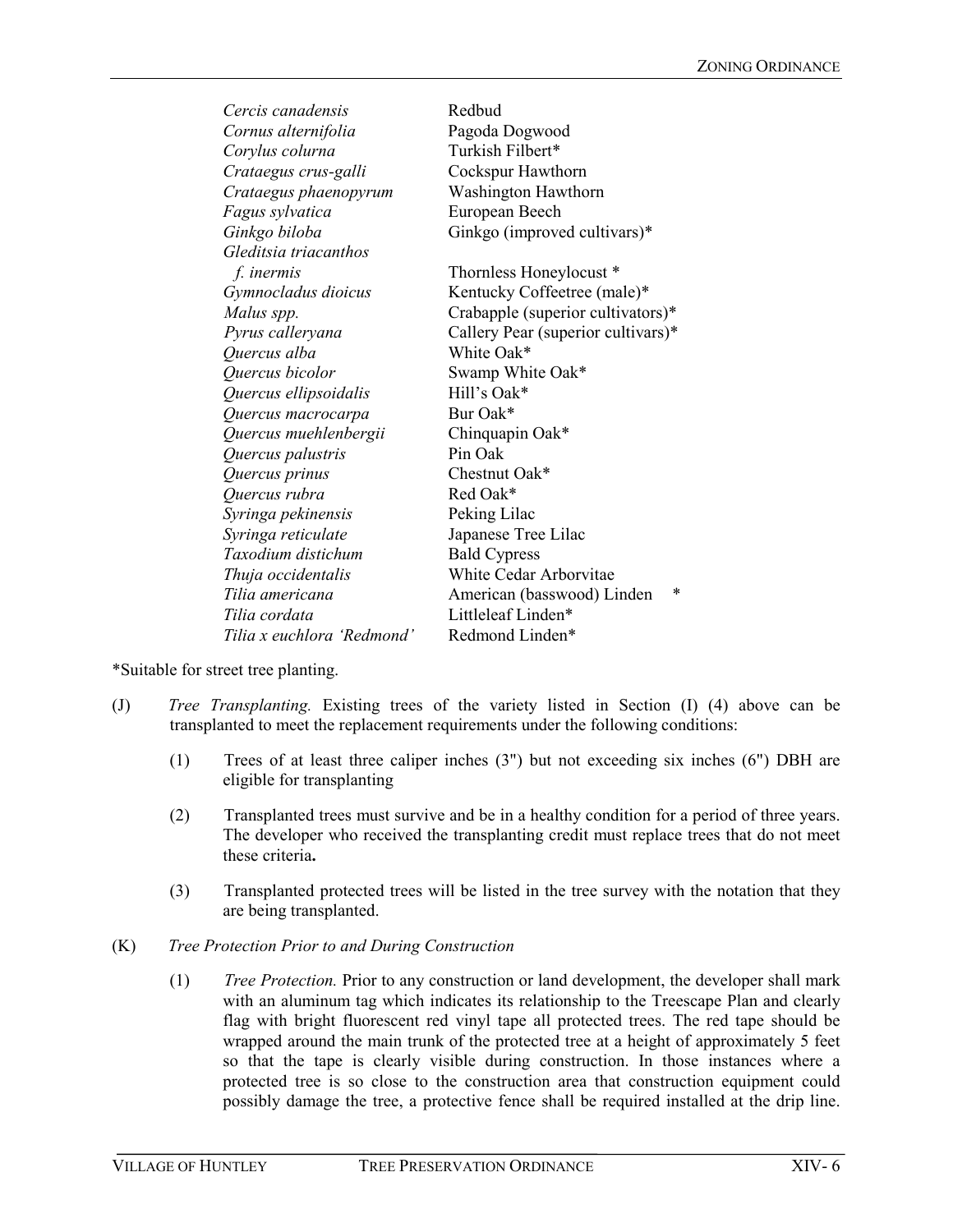| | |
|---|---|
| *Cercis canadensis* | Redbud |
| *Cornus alternifolia* | Pagoda Dogwood |
| *Corylus colurna* | Turkish Filbert* |
| *Crataegus crus-galli* | Cockspur Hawthorn |
| *Crataegus phaenopyrum* | Washington Hawthorn |
| *Fagus sylvatica* | European Beech |
| *Ginkgo biloba* | Ginkgo (improved cultivars)* |
| *Gleditsia triacanthos f. inermis* | Thornless Honeylocust * |
| *Gymnocladus dioicus* | Kentucky Coffeetree (male)* |
| *Malus spp.* | Crabapple (superior cultivators)* |
| *Pyrus calleryana* | Callery Pear (superior cultivars)* |
| *Quercus alba* | White Oak* |
| *Quercus bicolor* | Swamp White Oak* |
| *Quercus ellipsoidalis* | Hill's Oak* |
| *Quercus macrocarpa* | Bur Oak* |
| *Quercus muehlenbergii* | Chinquapin Oak* |
| *Quercus palustris* | Pin Oak |
| *Quercus prinus* | Chestnut Oak* |
| *Quercus rubra* | Red Oak* |
| *Syringa pekinensis* | Peking Lilac |
| *Syringa reticulate* | Japanese Tree Lilac |
| *Taxodium distichum* | Bald Cypress |
| *Thuja occidentalis* | White Cedar Arborvitae |
| *Tilia americana* | American (basswood) Linden * |
| *Tilia cordata* | Littleleaf Linden* |
| *Tilia x euchlora 'Redmond'* | Redmond Linden* |

*Suitable for street tree planting.

(J) *Tree Transplanting.* Existing trees of the variety listed in Section (I) (4) above can be transplanted to meet the replacement requirements under the following conditions:

(1) Trees of at least three caliper inches (3") but not exceeding six inches (6") DBH are eligible for transplanting

(2) Transplanted trees must survive and be in a healthy condition for a period of three years. The developer who received the transplanting credit must replace trees that do not meet these criteria**.**

(3) Transplanted protected trees will be listed in the tree survey with the notation that they are being transplanted.

(K) *Tree Protection Prior to and During Construction*

(1) *Tree Protection.* Prior to any construction or land development, the developer shall mark with an aluminum tag which indicates its relationship to the Treescape Plan and clearly flag with bright fluorescent red vinyl tape all protected trees. The red tape should be wrapped around the main trunk of the protected tree at a height of approximately 5 feet so that the tape is clearly visible during construction. In those instances where a protected tree is so close to the construction area that construction equipment could possibly damage the tree, a protective fence shall be required installed at the drip line.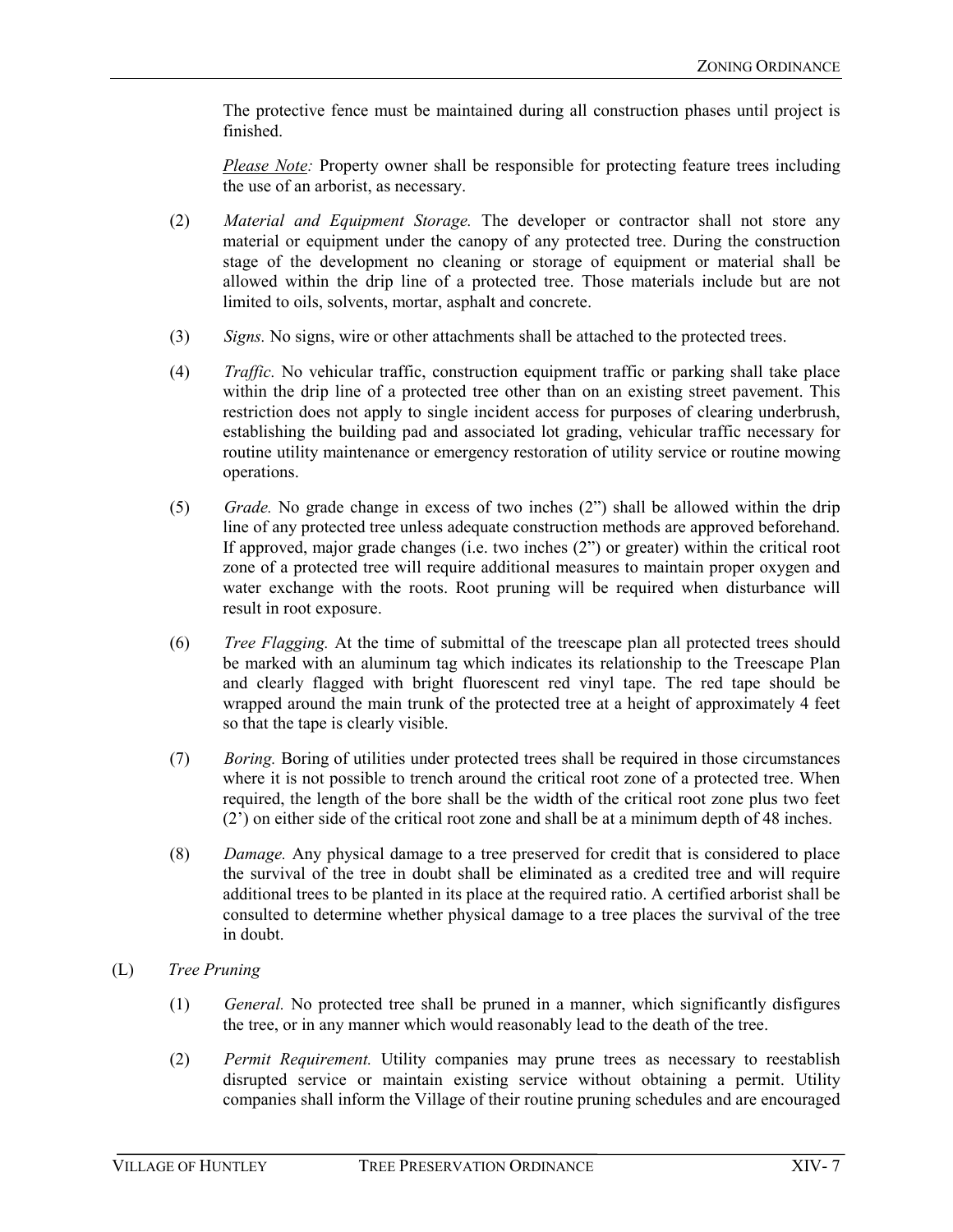The protective fence must be maintained during all construction phases until project is finished.

*Please Note:* Property owner shall be responsible for protecting feature trees including the use of an arborist, as necessary.

(2) *Material and Equipment Storage.* The developer or contractor shall not store any material or equipment under the canopy of any protected tree. During the construction stage of the development no cleaning or storage of equipment or material shall be allowed within the drip line of a protected tree. Those materials include but are not limited to oils, solvents, mortar, asphalt and concrete.

(3) *Signs.* No signs, wire or other attachments shall be attached to the protected trees.

(4) *Traffic.* No vehicular traffic, construction equipment traffic or parking shall take place within the drip line of a protected tree other than on an existing street pavement. This restriction does not apply to single incident access for purposes of clearing underbrush, establishing the building pad and associated lot grading, vehicular traffic necessary for routine utility maintenance or emergency restoration of utility service or routine mowing operations.

(5) *Grade.* No grade change in excess of two inches (2") shall be allowed within the drip line of any protected tree unless adequate construction methods are approved beforehand. If approved, major grade changes (i.e. two inches (2") or greater) within the critical root zone of a protected tree will require additional measures to maintain proper oxygen and water exchange with the roots. Root pruning will be required when disturbance will result in root exposure.

(6) *Tree Flagging.* At the time of submittal of the treescape plan all protected trees should be marked with an aluminum tag which indicates its relationship to the Treescape Plan and clearly flagged with bright fluorescent red vinyl tape. The red tape should be wrapped around the main trunk of the protected tree at a height of approximately 4 feet so that the tape is clearly visible.

(7) *Boring.* Boring of utilities under protected trees shall be required in those circumstances where it is not possible to trench around the critical root zone of a protected tree. When required, the length of the bore shall be the width of the critical root zone plus two feet (2') on either side of the critical root zone and shall be at a minimum depth of 48 inches.

(8) *Damage.* Any physical damage to a tree preserved for credit that is considered to place the survival of the tree in doubt shall be eliminated as a credited tree and will require additional trees to be planted in its place at the required ratio. A certified arborist shall be consulted to determine whether physical damage to a tree places the survival of the tree in doubt.

(L) *Tree Pruning*

(1) *General.* No protected tree shall be pruned in a manner, which significantly disfigures the tree, or in any manner which would reasonably lead to the death of the tree.

(2) *Permit Requirement.* Utility companies may prune trees as necessary to reestablish disrupted service or maintain existing service without obtaining a permit. Utility companies shall inform the Village of their routine pruning schedules and are encouraged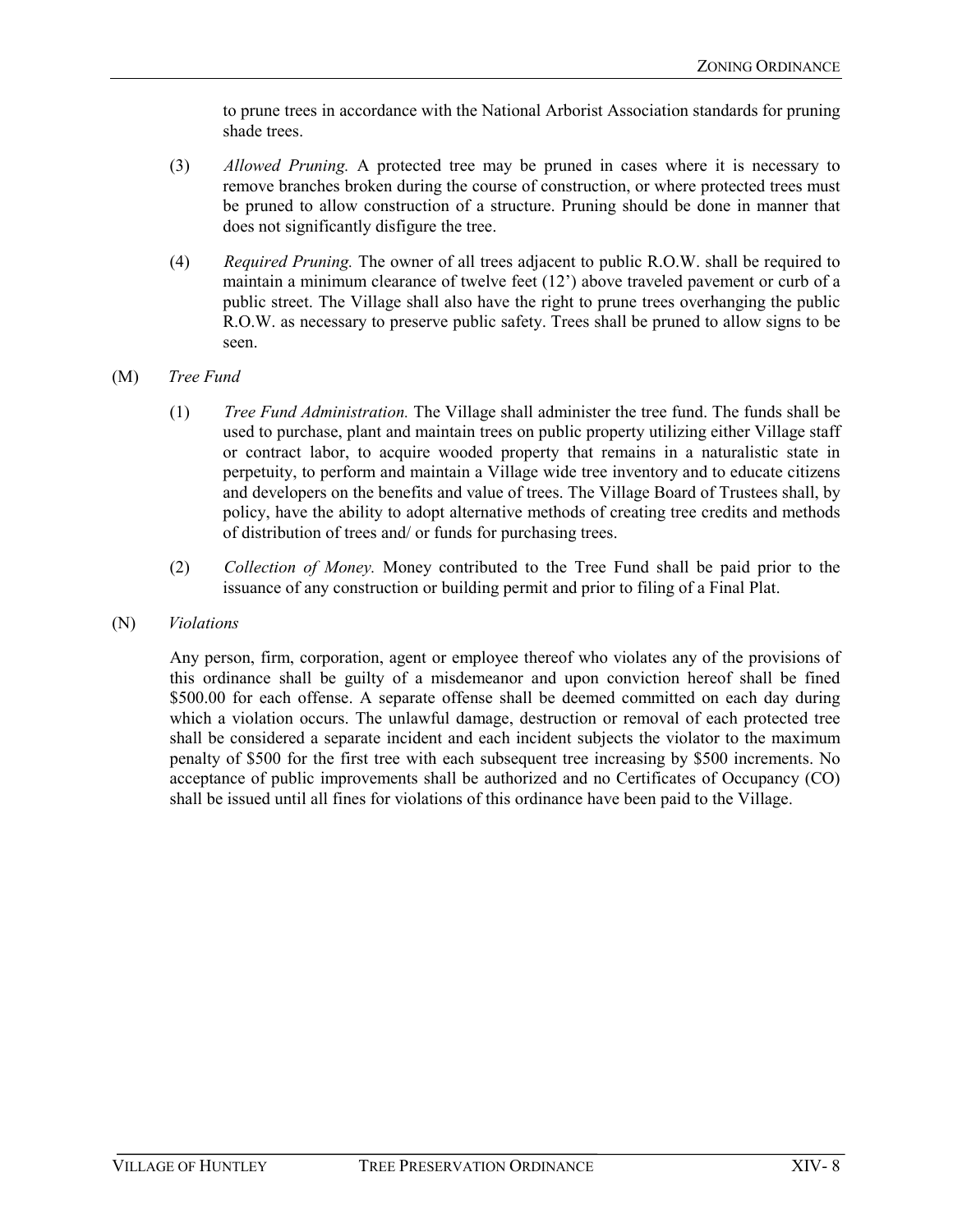to prune trees in accordance with the National Arborist Association standards for pruning shade trees.

(3) *Allowed Pruning.* A protected tree may be pruned in cases where it is necessary to remove branches broken during the course of construction, or where protected trees must be pruned to allow construction of a structure. Pruning should be done in manner that does not significantly disfigure the tree.

(4) *Required Pruning.* The owner of all trees adjacent to public R.O.W. shall be required to maintain a minimum clearance of twelve feet (12') above traveled pavement or curb of a public street. The Village shall also have the right to prune trees overhanging the public R.O.W. as necessary to preserve public safety. Trees shall be pruned to allow signs to be seen.

(M) *Tree Fund*

(1) *Tree Fund Administration.* The Village shall administer the tree fund. The funds shall be used to purchase, plant and maintain trees on public property utilizing either Village staff or contract labor, to acquire wooded property that remains in a naturalistic state in perpetuity, to perform and maintain a Village wide tree inventory and to educate citizens and developers on the benefits and value of trees. The Village Board of Trustees shall, by policy, have the ability to adopt alternative methods of creating tree credits and methods of distribution of trees and/ or funds for purchasing trees.

(2) *Collection of Money.* Money contributed to the Tree Fund shall be paid prior to the issuance of any construction or building permit and prior to filing of a Final Plat.

(N) *Violations*

Any person, firm, corporation, agent or employee thereof who violates any of the provisions of this ordinance shall be guilty of a misdemeanor and upon conviction hereof shall be fined $500.00 for each offense. A separate offense shall be deemed committed on each day during which a violation occurs. The unlawful damage, destruction or removal of each protected tree shall be considered a separate incident and each incident subjects the violator to the maximum penalty of $500 for the first tree with each subsequent tree increasing by $500 increments. No acceptance of public improvements shall be authorized and no Certificates of Occupancy (CO) shall be issued until all fines for violations of this ordinance have been paid to the Village.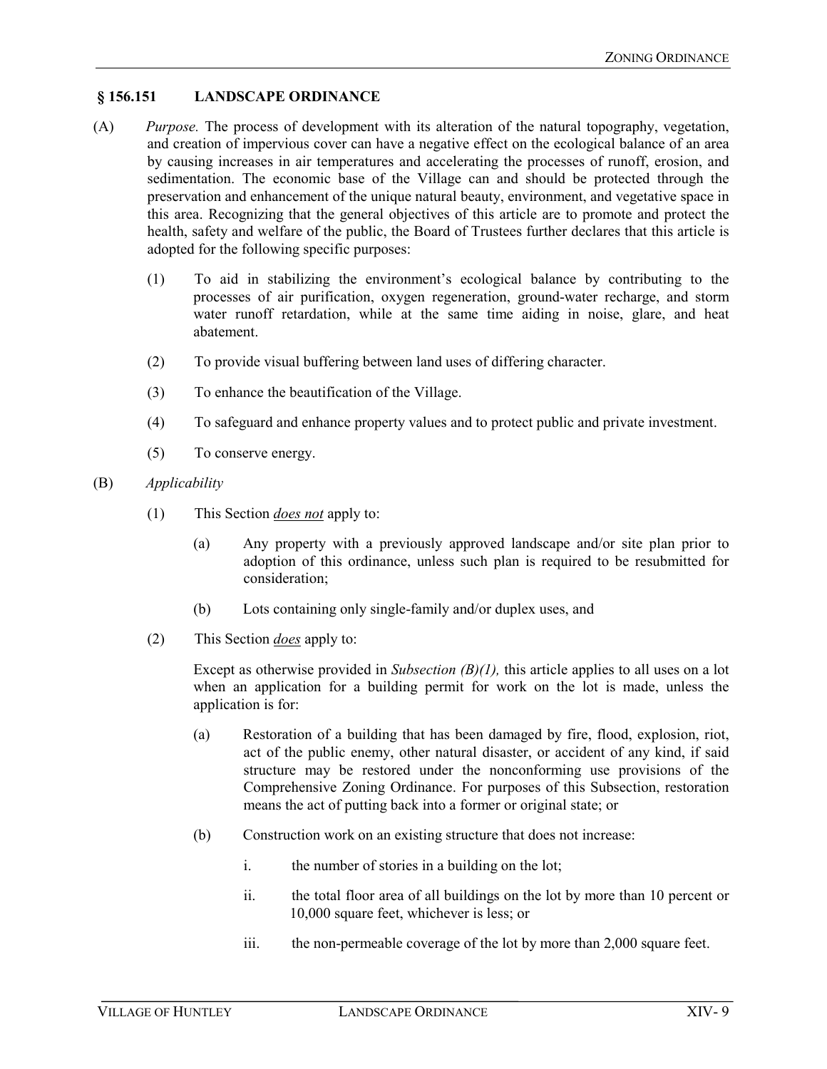## § 156.151 LANDSCAPE ORDINANCE

(A) *Purpose.* The process of development with its alteration of the natural topography, vegetation, and creation of impervious cover can have a negative effect on the ecological balance of an area by causing increases in air temperatures and accelerating the processes of runoff, erosion, and sedimentation. The economic base of the Village can and should be protected through the preservation and enhancement of the unique natural beauty, environment, and vegetative space in this area. Recognizing that the general objectives of this article are to promote and protect the health, safety and welfare of the public, the Board of Trustees further declares that this article is adopted for the following specific purposes:

(1) To aid in stabilizing the environment's ecological balance by contributing to the processes of air purification, oxygen regeneration, ground-water recharge, and storm water runoff retardation, while at the same time aiding in noise, glare, and heat abatement.

(2) To provide visual buffering between land uses of differing character.

(3) To enhance the beautification of the Village.

(4) To safeguard and enhance property values and to protect public and private investment.

(5) To conserve energy.

(B) *Applicability*

(1) This Section ***does not*** apply to:

(a) Any property with a previously approved landscape and/or site plan prior to adoption of this ordinance, unless such plan is required to be resubmitted for consideration;

(b) Lots containing only single-family and/or duplex uses, and

(2) This Section ***does*** apply to:

Except as otherwise provided in *Subsection (B)(1),* this article applies to all uses on a lot when an application for a building permit for work on the lot is made, unless the application is for:

(a) Restoration of a building that has been damaged by fire, flood, explosion, riot, act of the public enemy, other natural disaster, or accident of any kind, if said structure may be restored under the nonconforming use provisions of the Comprehensive Zoning Ordinance. For purposes of this Subsection, restoration means the act of putting back into a former or original state; or

(b) Construction work on an existing structure that does not increase:

i. the number of stories in a building on the lot;

ii. the total floor area of all buildings on the lot by more than 10 percent or 10,000 square feet, whichever is less; or

iii. the non-permeable coverage of the lot by more than 2,000 square feet.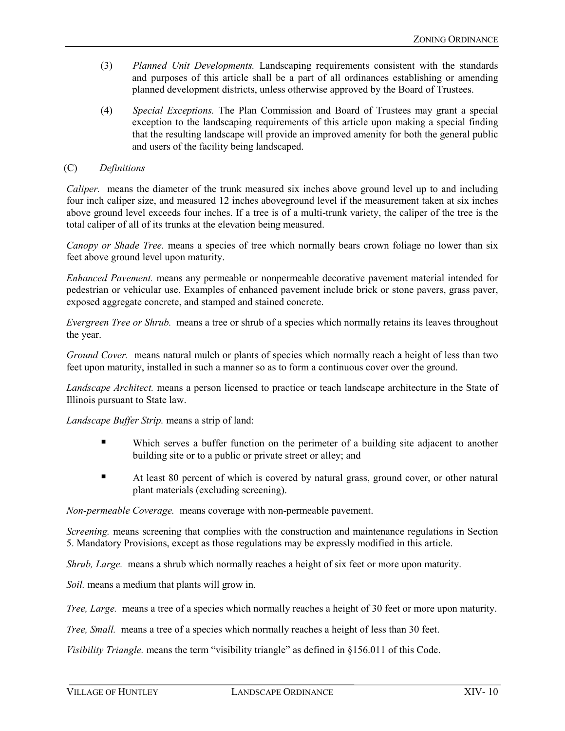(3) *Planned Unit Developments.* Landscaping requirements consistent with the standards and purposes of this article shall be a part of all ordinances establishing or amending planned development districts, unless otherwise approved by the Board of Trustees.

(4) *Special Exceptions.* The Plan Commission and Board of Trustees may grant a special exception to the landscaping requirements of this article upon making a special finding that the resulting landscape will provide an improved amenity for both the general public and users of the facility being landscaped.

(C) *Definitions*

*Caliper.* means the diameter of the trunk measured six inches above ground level up to and including four inch caliper size, and measured 12 inches aboveground level if the measurement taken at six inches above ground level exceeds four inches. If a tree is of a multi-trunk variety, the caliper of the tree is the total caliper of all of its trunks at the elevation being measured.

*Canopy or Shade Tree.* means a species of tree which normally bears crown foliage no lower than six feet above ground level upon maturity.

*Enhanced Pavement.* means any permeable or nonpermeable decorative pavement material intended for pedestrian or vehicular use. Examples of enhanced pavement include brick or stone pavers, grass paver, exposed aggregate concrete, and stamped and stained concrete.

*Evergreen Tree or Shrub.* means a tree or shrub of a species which normally retains its leaves throughout the year.

*Ground Cover.* means natural mulch or plants of species which normally reach a height of less than two feet upon maturity, installed in such a manner so as to form a continuous cover over the ground.

*Landscape Architect.* means a person licensed to practice or teach landscape architecture in the State of Illinois pursuant to State law.

*Landscape Buffer Strip.* means a strip of land:

- Which serves a buffer function on the perimeter of a building site adjacent to another building site or to a public or private street or alley; and
- At least 80 percent of which is covered by natural grass, ground cover, or other natural plant materials (excluding screening).

*Non-permeable Coverage.* means coverage with non-permeable pavement.

*Screening.* means screening that complies with the construction and maintenance regulations in Section 5. Mandatory Provisions, except as those regulations may be expressly modified in this article.

*Shrub, Large.* means a shrub which normally reaches a height of six feet or more upon maturity.

*Soil.* means a medium that plants will grow in.

*Tree, Large.* means a tree of a species which normally reaches a height of 30 feet or more upon maturity.

*Tree, Small.* means a tree of a species which normally reaches a height of less than 30 feet.

*Visibility Triangle.* means the term "visibility triangle" as defined in §156.011 of this Code.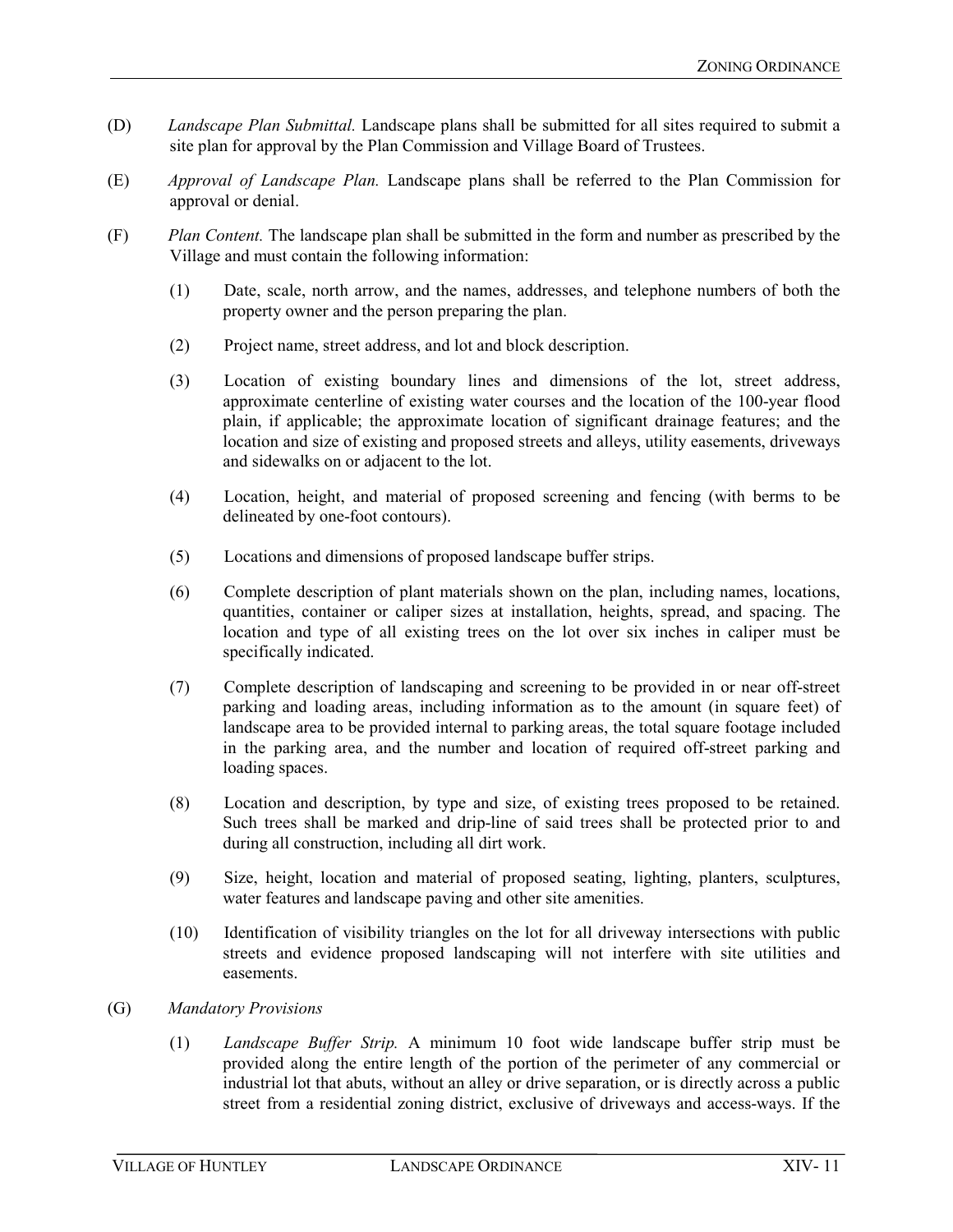(D) *Landscape Plan Submittal.* Landscape plans shall be submitted for all sites required to submit a site plan for approval by the Plan Commission and Village Board of Trustees.

(E) *Approval of Landscape Plan.* Landscape plans shall be referred to the Plan Commission for approval or denial.

(F) *Plan Content.* The landscape plan shall be submitted in the form and number as prescribed by the Village and must contain the following information:

(1) Date, scale, north arrow, and the names, addresses, and telephone numbers of both the property owner and the person preparing the plan.

(2) Project name, street address, and lot and block description.

(3) Location of existing boundary lines and dimensions of the lot, street address, approximate centerline of existing water courses and the location of the 100-year flood plain, if applicable; the approximate location of significant drainage features; and the location and size of existing and proposed streets and alleys, utility easements, driveways and sidewalks on or adjacent to the lot.

(4) Location, height, and material of proposed screening and fencing (with berms to be delineated by one-foot contours).

(5) Locations and dimensions of proposed landscape buffer strips.

(6) Complete description of plant materials shown on the plan, including names, locations, quantities, container or caliper sizes at installation, heights, spread, and spacing. The location and type of all existing trees on the lot over six inches in caliper must be specifically indicated.

(7) Complete description of landscaping and screening to be provided in or near off-street parking and loading areas, including information as to the amount (in square feet) of landscape area to be provided internal to parking areas, the total square footage included in the parking area, and the number and location of required off-street parking and loading spaces.

(8) Location and description, by type and size, of existing trees proposed to be retained. Such trees shall be marked and drip-line of said trees shall be protected prior to and during all construction, including all dirt work.

(9) Size, height, location and material of proposed seating, lighting, planters, sculptures, water features and landscape paving and other site amenities.

(10) Identification of visibility triangles on the lot for all driveway intersections with public streets and evidence proposed landscaping will not interfere with site utilities and easements.

(G) *Mandatory Provisions*

(1) *Landscape Buffer Strip.* A minimum 10 foot wide landscape buffer strip must be provided along the entire length of the portion of the perimeter of any commercial or industrial lot that abuts, without an alley or drive separation, or is directly across a public street from a residential zoning district, exclusive of driveways and access-ways. If the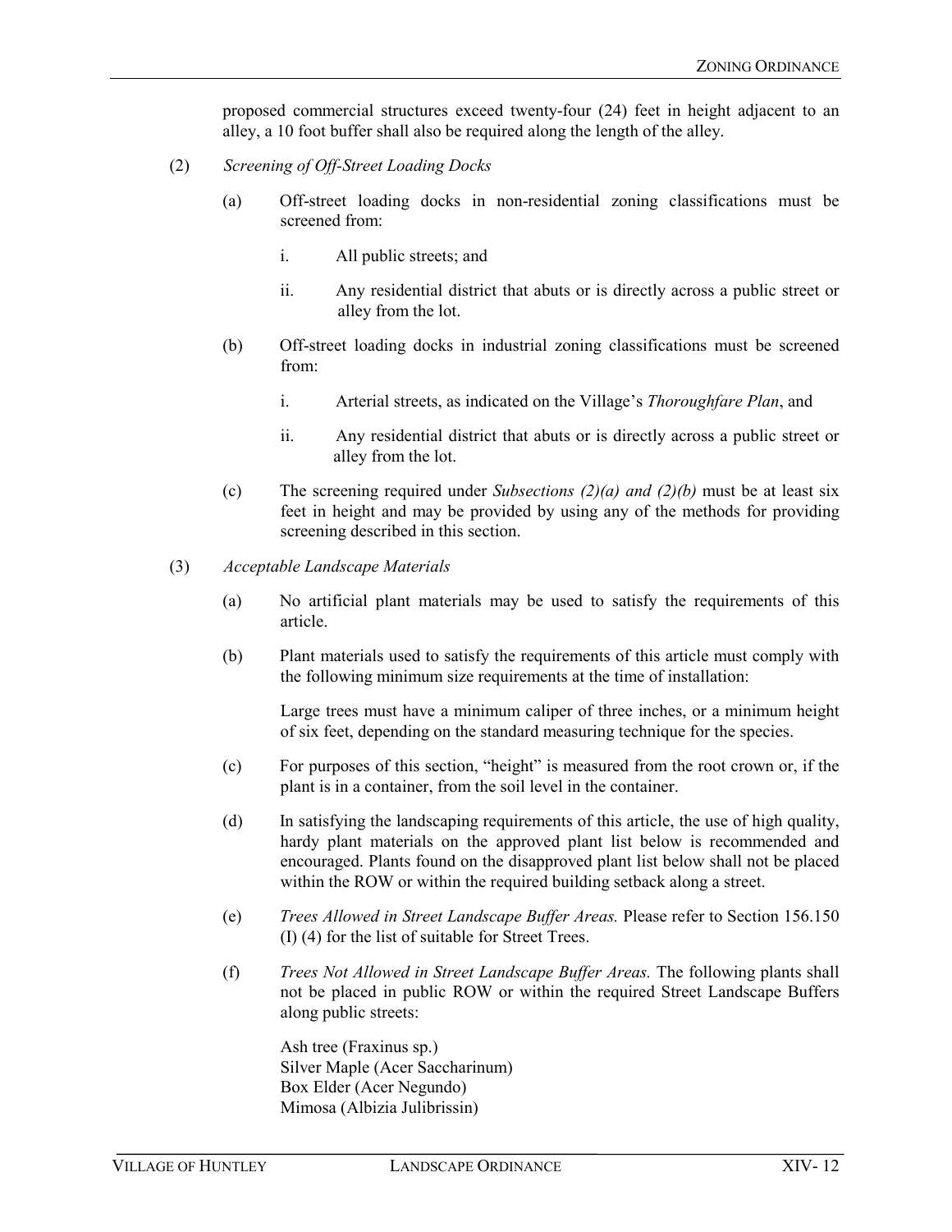proposed commercial structures exceed twenty-four (24) feet in height adjacent to an alley, a 10 foot buffer shall also be required along the length of the alley.

(2) *Screening of Off-Street Loading Docks*

(a) Off-street loading docks in non-residential zoning classifications must be screened from:

i. All public streets; and

ii. Any residential district that abuts or is directly across a public street or alley from the lot.

(b) Off-street loading docks in industrial zoning classifications must be screened from:

i. Arterial streets, as indicated on the Village's *Thoroughfare Plan*, and

ii. Any residential district that abuts or is directly across a public street or alley from the lot.

(c) The screening required under *Subsections (2)(a) and (2)(b)* must be at least six feet in height and may be provided by using any of the methods for providing screening described in this section.

(3) *Acceptable Landscape Materials*

(a) No artificial plant materials may be used to satisfy the requirements of this article.

(b) Plant materials used to satisfy the requirements of this article must comply with the following minimum size requirements at the time of installation:

Large trees must have a minimum caliper of three inches, or a minimum height of six feet, depending on the standard measuring technique for the species.

(c) For purposes of this section, "height" is measured from the root crown or, if the plant is in a container, from the soil level in the container.

(d) In satisfying the landscaping requirements of this article, the use of high quality, hardy plant materials on the approved plant list below is recommended and encouraged. Plants found on the disapproved plant list below shall not be placed within the ROW or within the required building setback along a street.

(e) *Trees Allowed in Street Landscape Buffer Areas.* Please refer to Section 156.150 (I) (4) for the list of suitable for Street Trees.

(f) *Trees Not Allowed in Street Landscape Buffer Areas.* The following plants shall not be placed in public ROW or within the required Street Landscape Buffers along public streets:

Ash tree (Fraxinus sp.)
Silver Maple (Acer Saccharinum)
Box Elder (Acer Negundo)
Mimosa (Albizia Julibrissin)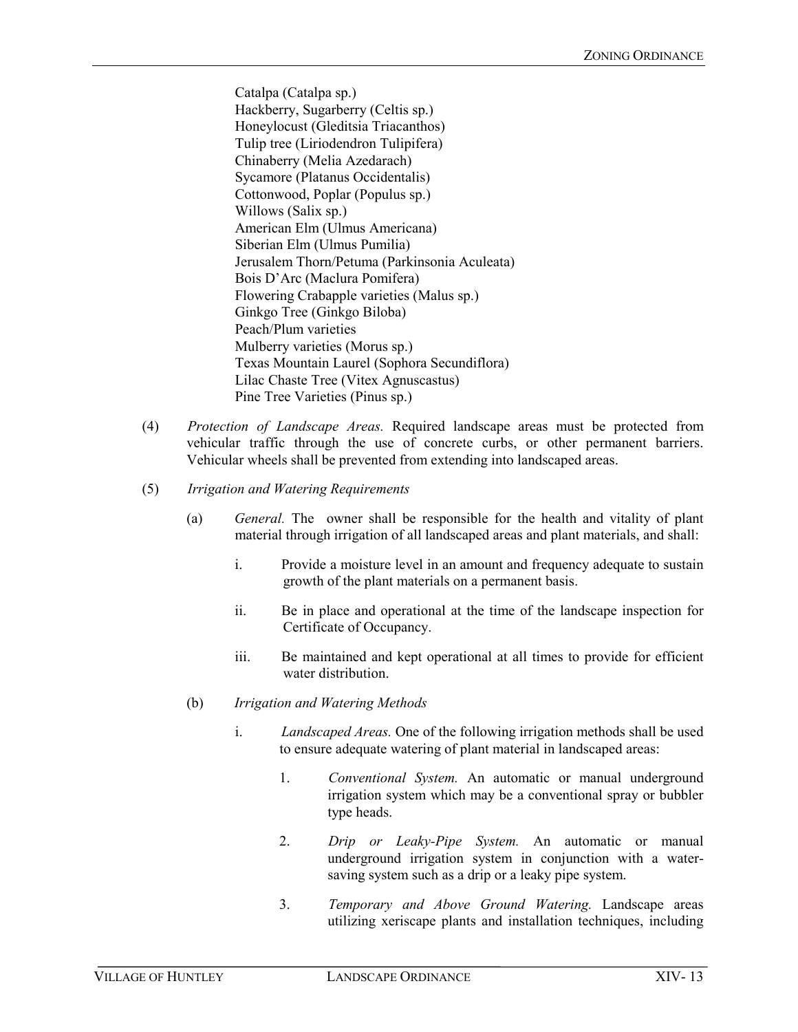Catalpa (Catalpa sp.)
Hackberry, Sugarberry (Celtis sp.)
Honeylocust (Gleditsia Triacanthos)
Tulip tree (Liriodendron Tulipifera)
Chinaberry (Melia Azedarach)
Sycamore (Platanus Occidentalis)
Cottonwood, Poplar (Populus sp.)
Willows (Salix sp.)
American Elm (Ulmus Americana)
Siberian Elm (Ulmus Pumilia)
Jerusalem Thorn/Petuma (Parkinsonia Aculeata)
Bois D'Arc (Maclura Pomifera)
Flowering Crabapple varieties (Malus sp.)
Ginkgo Tree (Ginkgo Biloba)
Peach/Plum varieties
Mulberry varieties (Morus sp.)
Texas Mountain Laurel (Sophora Secundiflora)
Lilac Chaste Tree (Vitex Agnuscastus)
Pine Tree Varieties (Pinus sp.)

(4) *Protection of Landscape Areas.* Required landscape areas must be protected from vehicular traffic through the use of concrete curbs, or other permanent barriers. Vehicular wheels shall be prevented from extending into landscaped areas.

(5) *Irrigation and Watering Requirements*

(a) *General.* The owner shall be responsible for the health and vitality of plant material through irrigation of all landscaped areas and plant materials, and shall:

i. Provide a moisture level in an amount and frequency adequate to sustain growth of the plant materials on a permanent basis.

ii. Be in place and operational at the time of the landscape inspection for Certificate of Occupancy.

iii. Be maintained and kept operational at all times to provide for efficient water distribution.

(b) *Irrigation and Watering Methods*

i. *Landscaped Areas.* One of the following irrigation methods shall be used to ensure adequate watering of plant material in landscaped areas:

1. *Conventional System.* An automatic or manual underground irrigation system which may be a conventional spray or bubbler type heads.

2. *Drip or Leaky-Pipe System.* An automatic or manual underground irrigation system in conjunction with a water-saving system such as a drip or a leaky pipe system.

3. *Temporary and Above Ground Watering.* Landscape areas utilizing xeriscape plants and installation techniques, including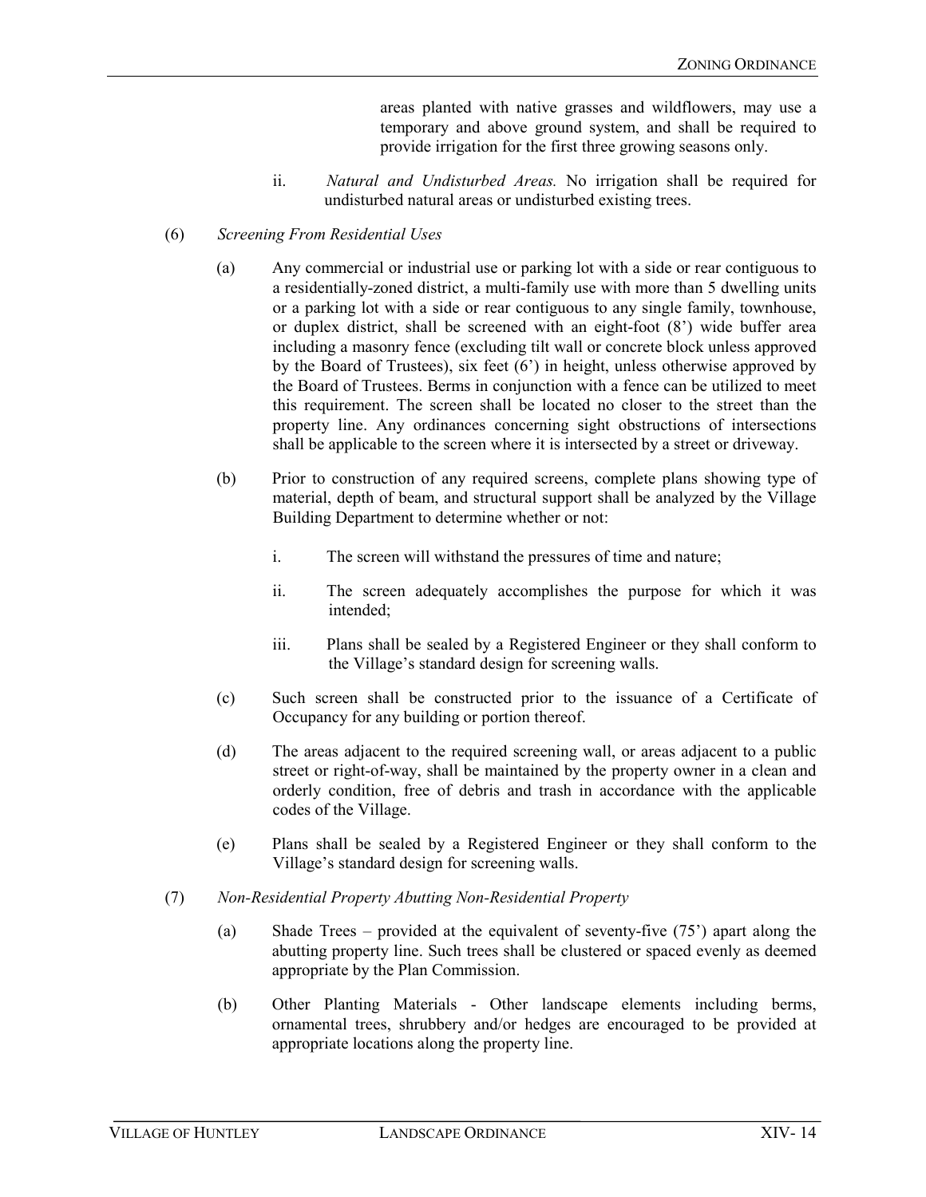areas planted with native grasses and wildflowers, may use a temporary and above ground system, and shall be required to provide irrigation for the first three growing seasons only.

ii. *Natural and Undisturbed Areas.* No irrigation shall be required for undisturbed natural areas or undisturbed existing trees.

(6) *Screening From Residential Uses*

(a) Any commercial or industrial use or parking lot with a side or rear contiguous to a residentially-zoned district, a multi-family use with more than 5 dwelling units or a parking lot with a side or rear contiguous to any single family, townhouse, or duplex district, shall be screened with an eight-foot (8') wide buffer area including a masonry fence (excluding tilt wall or concrete block unless approved by the Board of Trustees), six feet (6') in height, unless otherwise approved by the Board of Trustees. Berms in conjunction with a fence can be utilized to meet this requirement. The screen shall be located no closer to the street than the property line. Any ordinances concerning sight obstructions of intersections shall be applicable to the screen where it is intersected by a street or driveway.

(b) Prior to construction of any required screens, complete plans showing type of material, depth of beam, and structural support shall be analyzed by the Village Building Department to determine whether or not:

i. The screen will withstand the pressures of time and nature;

ii. The screen adequately accomplishes the purpose for which it was intended;

iii. Plans shall be sealed by a Registered Engineer or they shall conform to the Village's standard design for screening walls.

(c) Such screen shall be constructed prior to the issuance of a Certificate of Occupancy for any building or portion thereof.

(d) The areas adjacent to the required screening wall, or areas adjacent to a public street or right-of-way, shall be maintained by the property owner in a clean and orderly condition, free of debris and trash in accordance with the applicable codes of the Village.

(e) Plans shall be sealed by a Registered Engineer or they shall conform to the Village's standard design for screening walls.

(7) *Non-Residential Property Abutting Non-Residential Property*

(a) Shade Trees – provided at the equivalent of seventy-five (75') apart along the abutting property line. Such trees shall be clustered or spaced evenly as deemed appropriate by the Plan Commission.

(b) Other Planting Materials - Other landscape elements including berms, ornamental trees, shrubbery and/or hedges are encouraged to be provided at appropriate locations along the property line.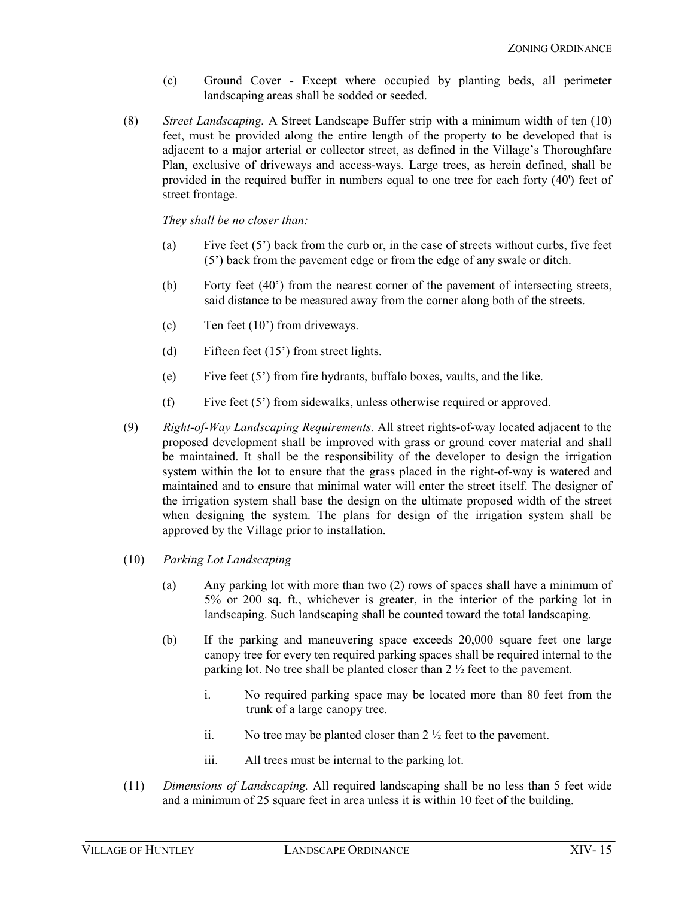(c) Ground Cover - Except where occupied by planting beds, all perimeter landscaping areas shall be sodded or seeded.

(8) *Street Landscaping.* A Street Landscape Buffer strip with a minimum width of ten (10) feet, must be provided along the entire length of the property to be developed that is adjacent to a major arterial or collector street, as defined in the Village's Thoroughfare Plan, exclusive of driveways and access-ways. Large trees, as herein defined, shall be provided in the required buffer in numbers equal to one tree for each forty (40') feet of street frontage.

*They shall be no closer than:*

(a) Five feet (5') back from the curb or, in the case of streets without curbs, five feet (5') back from the pavement edge or from the edge of any swale or ditch.

(b) Forty feet (40') from the nearest corner of the pavement of intersecting streets, said distance to be measured away from the corner along both of the streets.

(c) Ten feet (10') from driveways.

(d) Fifteen feet (15') from street lights.

(e) Five feet (5') from fire hydrants, buffalo boxes, vaults, and the like.

(f) Five feet (5') from sidewalks, unless otherwise required or approved.

(9) *Right-of-Way Landscaping Requirements.* All street rights-of-way located adjacent to the proposed development shall be improved with grass or ground cover material and shall be maintained. It shall be the responsibility of the developer to design the irrigation system within the lot to ensure that the grass placed in the right-of-way is watered and maintained and to ensure that minimal water will enter the street itself. The designer of the irrigation system shall base the design on the ultimate proposed width of the street when designing the system. The plans for design of the irrigation system shall be approved by the Village prior to installation.

(10) *Parking Lot Landscaping*

(a) Any parking lot with more than two (2) rows of spaces shall have a minimum of 5% or 200 sq. ft., whichever is greater, in the interior of the parking lot in landscaping. Such landscaping shall be counted toward the total landscaping.

(b) If the parking and maneuvering space exceeds 20,000 square feet one large canopy tree for every ten required parking spaces shall be required internal to the parking lot. No tree shall be planted closer than 2 ½ feet to the pavement.

i. No required parking space may be located more than 80 feet from the trunk of a large canopy tree.

ii. No tree may be planted closer than 2 ½ feet to the pavement.

iii. All trees must be internal to the parking lot.

(11) *Dimensions of Landscaping.* All required landscaping shall be no less than 5 feet wide and a minimum of 25 square feet in area unless it is within 10 feet of the building.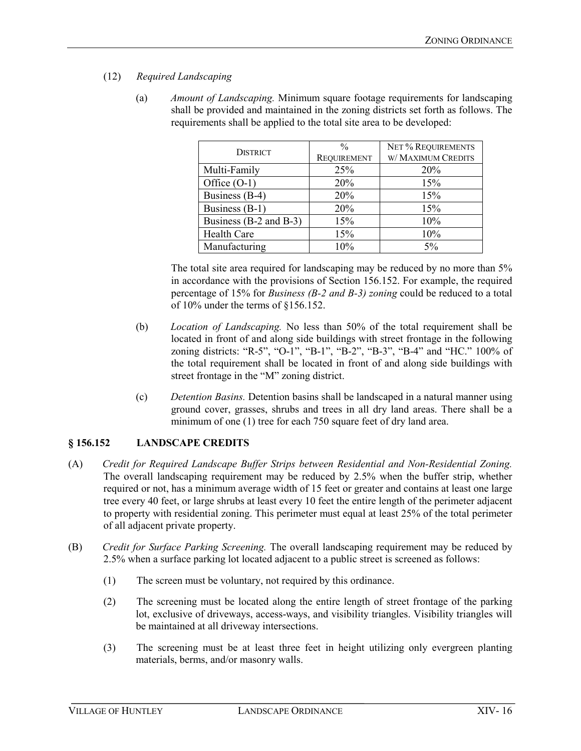(12) *Required Landscaping*

(a) *Amount of Landscaping.* Minimum square footage requirements for landscaping shall be provided and maintained in the zoning districts set forth as follows. The requirements shall be applied to the total site area to be developed:

| District | % Requirement | Net % Requirements w/ Maximum Credits |
|---|---|---|
| Multi-Family | 25% | 20% |
| Office (O-1) | 20% | 15% |
| Business (B-4) | 20% | 15% |
| Business (B-1) | 20% | 15% |
| Business (B-2 and B-3) | 15% | 10% |
| Health Care | 15% | 10% |
| Manufacturing | 10% | 5% |

The total site area required for landscaping may be reduced by no more than 5% in accordance with the provisions of Section 156.152. For example, the required percentage of 15% for *Business (B-2 and B-3) zoning* could be reduced to a total of 10% under the terms of §156.152.

(b) *Location of Landscaping.* No less than 50% of the total requirement shall be located in front of and along side buildings with street frontage in the following zoning districts: "R-5", "O-1", "B-1", "B-2", "B-3", "B-4" and "HC." 100% of the total requirement shall be located in front of and along side buildings with street frontage in the "M" zoning district.

(c) *Detention Basins.* Detention basins shall be landscaped in a natural manner using ground cover, grasses, shrubs and trees in all dry land areas. There shall be a minimum of one (1) tree for each 750 square feet of dry land area.

## § 156.152 LANDSCAPE CREDITS

(A) *Credit for Required Landscape Buffer Strips between Residential and Non-Residential Zoning.* The overall landscaping requirement may be reduced by 2.5% when the buffer strip, whether required or not, has a minimum average width of 15 feet or greater and contains at least one large tree every 40 feet, or large shrubs at least every 10 feet the entire length of the perimeter adjacent to property with residential zoning. This perimeter must equal at least 25% of the total perimeter of all adjacent private property.

(B) *Credit for Surface Parking Screening.* The overall landscaping requirement may be reduced by 2.5% when a surface parking lot located adjacent to a public street is screened as follows:

(1) The screen must be voluntary, not required by this ordinance.

(2) The screening must be located along the entire length of street frontage of the parking lot, exclusive of driveways, access-ways, and visibility triangles. Visibility triangles will be maintained at all driveway intersections.

(3) The screening must be at least three feet in height utilizing only evergreen planting materials, berms, and/or masonry walls.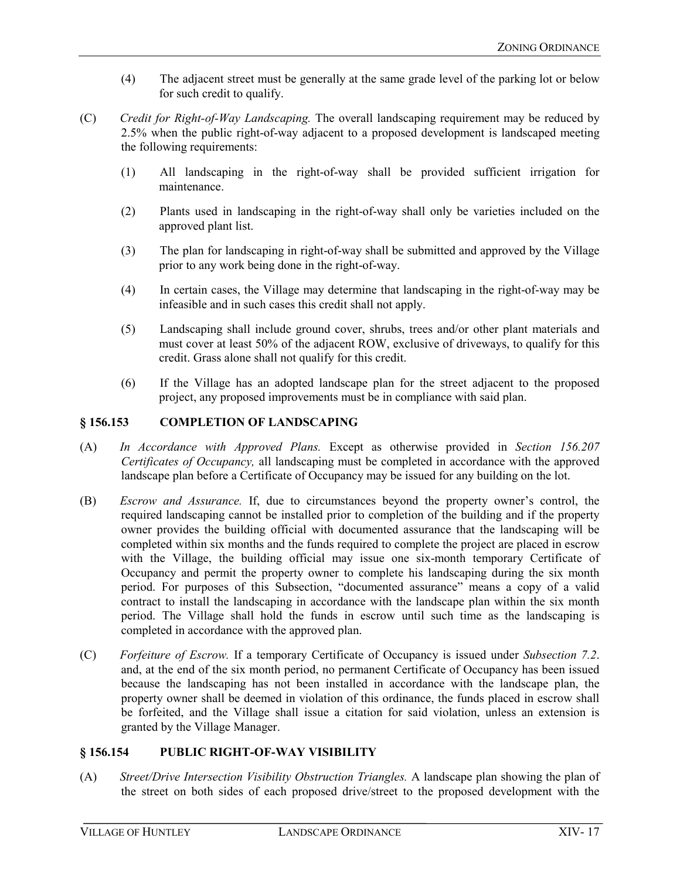(4) The adjacent street must be generally at the same grade level of the parking lot or below for such credit to qualify.

(C) *Credit for Right-of-Way Landscaping.* The overall landscaping requirement may be reduced by 2.5% when the public right-of-way adjacent to a proposed development is landscaped meeting the following requirements:

(1) All landscaping in the right-of-way shall be provided sufficient irrigation for maintenance.

(2) Plants used in landscaping in the right-of-way shall only be varieties included on the approved plant list.

(3) The plan for landscaping in right-of-way shall be submitted and approved by the Village prior to any work being done in the right-of-way.

(4) In certain cases, the Village may determine that landscaping in the right-of-way may be infeasible and in such cases this credit shall not apply.

(5) Landscaping shall include ground cover, shrubs, trees and/or other plant materials and must cover at least 50% of the adjacent ROW, exclusive of driveways, to qualify for this credit. Grass alone shall not qualify for this credit.

(6) If the Village has an adopted landscape plan for the street adjacent to the proposed project, any proposed improvements must be in compliance with said plan.

## § 156.153 COMPLETION OF LANDSCAPING

(A) *In Accordance with Approved Plans.* Except as otherwise provided in *Section 156.207 Certificates of Occupancy,* all landscaping must be completed in accordance with the approved landscape plan before a Certificate of Occupancy may be issued for any building on the lot.

(B) *Escrow and Assurance.* If, due to circumstances beyond the property owner's control, the required landscaping cannot be installed prior to completion of the building and if the property owner provides the building official with documented assurance that the landscaping will be completed within six months and the funds required to complete the project are placed in escrow with the Village, the building official may issue one six-month temporary Certificate of Occupancy and permit the property owner to complete his landscaping during the six month period. For purposes of this Subsection, "documented assurance" means a copy of a valid contract to install the landscaping in accordance with the landscape plan within the six month period. The Village shall hold the funds in escrow until such time as the landscaping is completed in accordance with the approved plan.

(C) *Forfeiture of Escrow.* If a temporary Certificate of Occupancy is issued under *Subsection 7.2*. and, at the end of the six month period, no permanent Certificate of Occupancy has been issued because the landscaping has not been installed in accordance with the landscape plan, the property owner shall be deemed in violation of this ordinance, the funds placed in escrow shall be forfeited, and the Village shall issue a citation for said violation, unless an extension is granted by the Village Manager.

## § 156.154 PUBLIC RIGHT-OF-WAY VISIBILITY

(A) *Street/Drive Intersection Visibility Obstruction Triangles.* A landscape plan showing the plan of the street on both sides of each proposed drive/street to the proposed development with the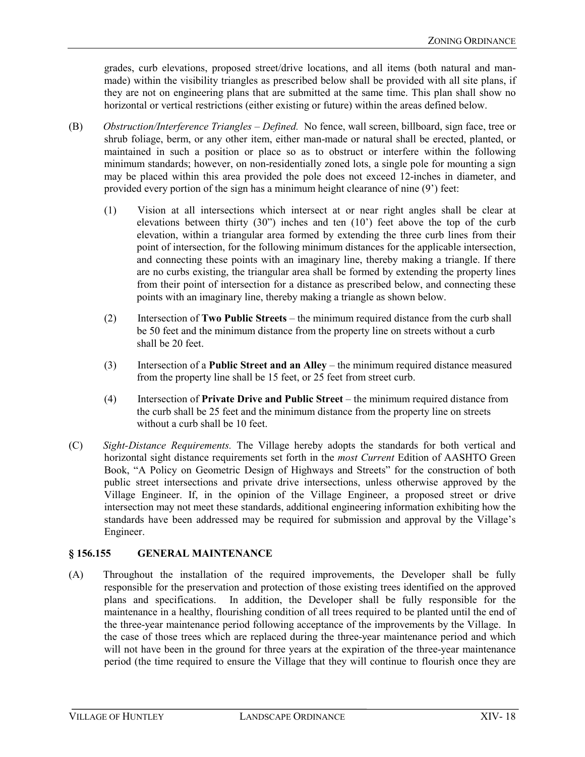grades, curb elevations, proposed street/drive locations, and all items (both natural and man-made) within the visibility triangles as prescribed below shall be provided with all site plans, if they are not on engineering plans that are submitted at the same time. This plan shall show no horizontal or vertical restrictions (either existing or future) within the areas defined below.

(B) *Obstruction/Interference Triangles – Defined.* No fence, wall screen, billboard, sign face, tree or shrub foliage, berm, or any other item, either man-made or natural shall be erected, planted, or maintained in such a position or place so as to obstruct or interfere within the following minimum standards; however, on non-residentially zoned lots, a single pole for mounting a sign may be placed within this area provided the pole does not exceed 12-inches in diameter, and provided every portion of the sign has a minimum height clearance of nine (9') feet:

(1) Vision at all intersections which intersect at or near right angles shall be clear at elevations between thirty (30") inches and ten (10') feet above the top of the curb elevation, within a triangular area formed by extending the three curb lines from their point of intersection, for the following minimum distances for the applicable intersection, and connecting these points with an imaginary line, thereby making a triangle. If there are no curbs existing, the triangular area shall be formed by extending the property lines from their point of intersection for a distance as prescribed below, and connecting these points with an imaginary line, thereby making a triangle as shown below.

(2) Intersection of **Two Public Streets** – the minimum required distance from the curb shall be 50 feet and the minimum distance from the property line on streets without a curb shall be 20 feet.

(3) Intersection of a **Public Street and an Alley** – the minimum required distance measured from the property line shall be 15 feet, or 25 feet from street curb.

(4) Intersection of **Private Drive and Public Street** – the minimum required distance from the curb shall be 25 feet and the minimum distance from the property line on streets without a curb shall be 10 feet.

(C) *Sight-Distance Requirements.* The Village hereby adopts the standards for both vertical and horizontal sight distance requirements set forth in the *most Current* Edition of AASHTO Green Book, "A Policy on Geometric Design of Highways and Streets" for the construction of both public street intersections and private drive intersections, unless otherwise approved by the Village Engineer. If, in the opinion of the Village Engineer, a proposed street or drive intersection may not meet these standards, additional engineering information exhibiting how the standards have been addressed may be required for submission and approval by the Village's Engineer.

## § 156.155 GENERAL MAINTENANCE

(A) Throughout the installation of the required improvements, the Developer shall be fully responsible for the preservation and protection of those existing trees identified on the approved plans and specifications. In addition, the Developer shall be fully responsible for the maintenance in a healthy, flourishing condition of all trees required to be planted until the end of the three-year maintenance period following acceptance of the improvements by the Village. In the case of those trees which are replaced during the three-year maintenance period and which will not have been in the ground for three years at the expiration of the three-year maintenance period (the time required to ensure the Village that they will continue to flourish once they are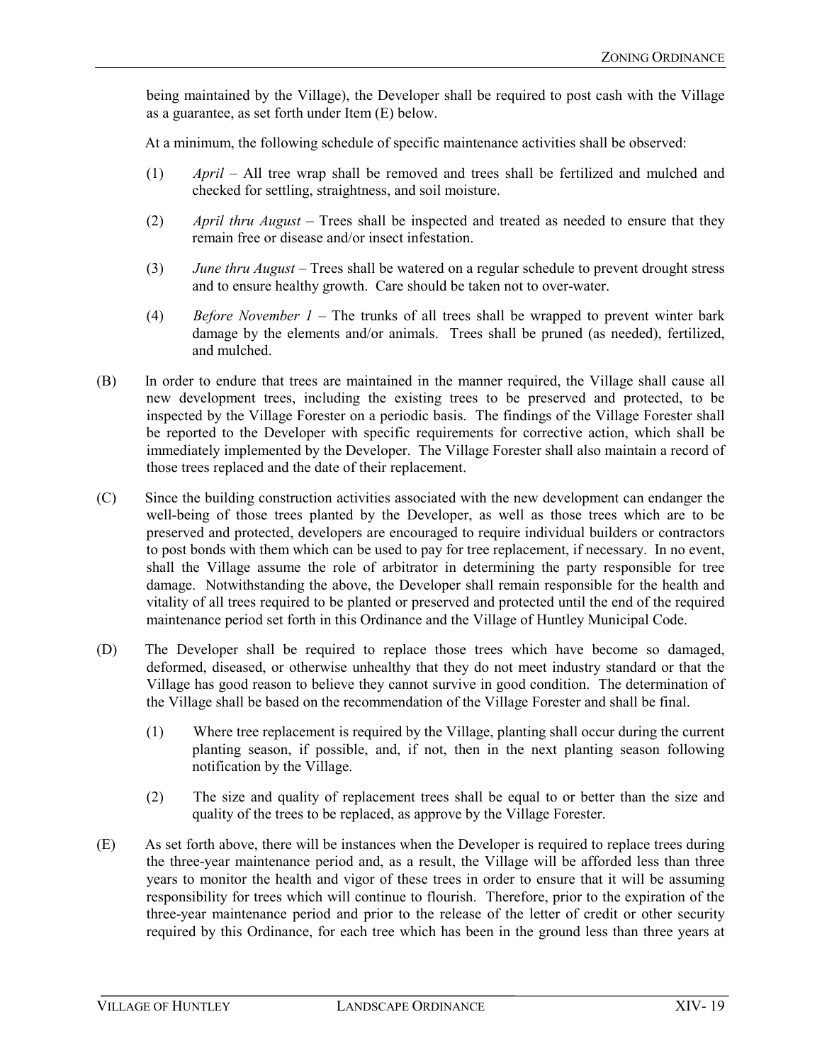being maintained by the Village), the Developer shall be required to post cash with the Village as a guarantee, as set forth under Item (E) below.

At a minimum, the following schedule of specific maintenance activities shall be observed:

(1) *April* – All tree wrap shall be removed and trees shall be fertilized and mulched and checked for settling, straightness, and soil moisture.

(2) *April thru August* – Trees shall be inspected and treated as needed to ensure that they remain free or disease and/or insect infestation.

(3) *June thru August* – Trees shall be watered on a regular schedule to prevent drought stress and to ensure healthy growth. Care should be taken not to over-water.

(4) *Before November 1* – The trunks of all trees shall be wrapped to prevent winter bark damage by the elements and/or animals. Trees shall be pruned (as needed), fertilized, and mulched.

(B) In order to endure that trees are maintained in the manner required, the Village shall cause all new development trees, including the existing trees to be preserved and protected, to be inspected by the Village Forester on a periodic basis. The findings of the Village Forester shall be reported to the Developer with specific requirements for corrective action, which shall be immediately implemented by the Developer. The Village Forester shall also maintain a record of those trees replaced and the date of their replacement.

(C) Since the building construction activities associated with the new development can endanger the well-being of those trees planted by the Developer, as well as those trees which are to be preserved and protected, developers are encouraged to require individual builders or contractors to post bonds with them which can be used to pay for tree replacement, if necessary. In no event, shall the Village assume the role of arbitrator in determining the party responsible for tree damage. Notwithstanding the above, the Developer shall remain responsible for the health and vitality of all trees required to be planted or preserved and protected until the end of the required maintenance period set forth in this Ordinance and the Village of Huntley Municipal Code.

(D) The Developer shall be required to replace those trees which have become so damaged, deformed, diseased, or otherwise unhealthy that they do not meet industry standard or that the Village has good reason to believe they cannot survive in good condition. The determination of the Village shall be based on the recommendation of the Village Forester and shall be final.

(1) Where tree replacement is required by the Village, planting shall occur during the current planting season, if possible, and, if not, then in the next planting season following notification by the Village.

(2) The size and quality of replacement trees shall be equal to or better than the size and quality of the trees to be replaced, as approve by the Village Forester.

(E) As set forth above, there will be instances when the Developer is required to replace trees during the three-year maintenance period and, as a result, the Village will be afforded less than three years to monitor the health and vigor of these trees in order to ensure that it will be assuming responsibility for trees which will continue to flourish. Therefore, prior to the expiration of the three-year maintenance period and prior to the release of the letter of credit or other security required by this Ordinance, for each tree which has been in the ground less than three years at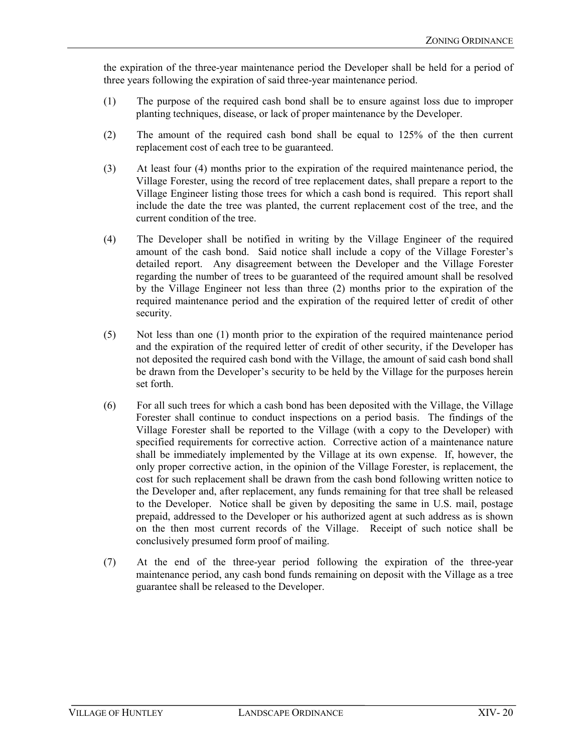the expiration of the three-year maintenance period the Developer shall be held for a period of three years following the expiration of said three-year maintenance period.

(1) The purpose of the required cash bond shall be to ensure against loss due to improper planting techniques, disease, or lack of proper maintenance by the Developer.

(2) The amount of the required cash bond shall be equal to 125% of the then current replacement cost of each tree to be guaranteed.

(3) At least four (4) months prior to the expiration of the required maintenance period, the Village Forester, using the record of tree replacement dates, shall prepare a report to the Village Engineer listing those trees for which a cash bond is required. This report shall include the date the tree was planted, the current replacement cost of the tree, and the current condition of the tree.

(4) The Developer shall be notified in writing by the Village Engineer of the required amount of the cash bond. Said notice shall include a copy of the Village Forester's detailed report. Any disagreement between the Developer and the Village Forester regarding the number of trees to be guaranteed of the required amount shall be resolved by the Village Engineer not less than three (2) months prior to the expiration of the required maintenance period and the expiration of the required letter of credit of other security.

(5) Not less than one (1) month prior to the expiration of the required maintenance period and the expiration of the required letter of credit of other security, if the Developer has not deposited the required cash bond with the Village, the amount of said cash bond shall be drawn from the Developer's security to be held by the Village for the purposes herein set forth.

(6) For all such trees for which a cash bond has been deposited with the Village, the Village Forester shall continue to conduct inspections on a period basis. The findings of the Village Forester shall be reported to the Village (with a copy to the Developer) with specified requirements for corrective action. Corrective action of a maintenance nature shall be immediately implemented by the Village at its own expense. If, however, the only proper corrective action, in the opinion of the Village Forester, is replacement, the cost for such replacement shall be drawn from the cash bond following written notice to the Developer and, after replacement, any funds remaining for that tree shall be released to the Developer. Notice shall be given by depositing the same in U.S. mail, postage prepaid, addressed to the Developer or his authorized agent at such address as is shown on the then most current records of the Village. Receipt of such notice shall be conclusively presumed form proof of mailing.

(7) At the end of the three-year period following the expiration of the three-year maintenance period, any cash bond funds remaining on deposit with the Village as a tree guarantee shall be released to the Developer.